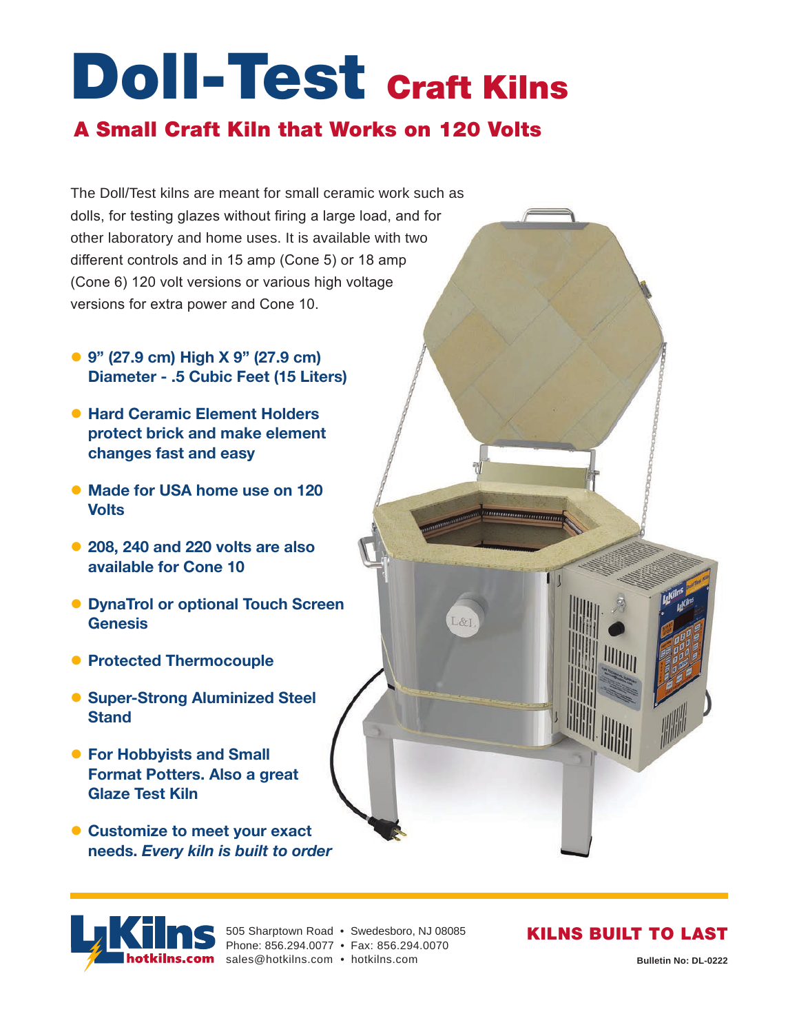# Doll-Test Craft Kilns

## A Small Craft Kiln that Works on 120 Volts

The Doll/Test kilns are meant for small ceramic work such as dolls, for testing glazes without firing a large load, and for other laboratory and home uses. It is available with two different controls and in 15 amp (Cone 5) or 18 amp (Cone 6) 120 volt versions or various high voltage versions for extra power and Cone 10.

- **9" (27.9 cm) High X 9" (27.9 cm) Diameter - .5 Cubic Feet (15 Liters)**
- **Hard Ceramic Element Holders protect brick and make element changes fast and easy**
- **Made for USA home use on 120 Volts**
- **208, 240 and 220 volts are also available for Cone 10**
- **DynaTrol or optional Touch Screen Genesis**
- **Protected Thermocouple**
- **Super-Strong Aluminized Steel Stand**
- **For Hobbyists and Small Format Potters. Also a great Glaze Test Kiln**
- **Customize to meet your exact needs. *Every kiln is built to order***

L&L Kilns hotkilns.com

505 Sharptown Road • Swedesboro, NJ 08085
Phone: 856.294.0077 • Fax: 856.294.0070
sales@hotkilns.com • hotkilns.com

**KILNS BUILT TO LAST**

**Bulletin No: DL-0222**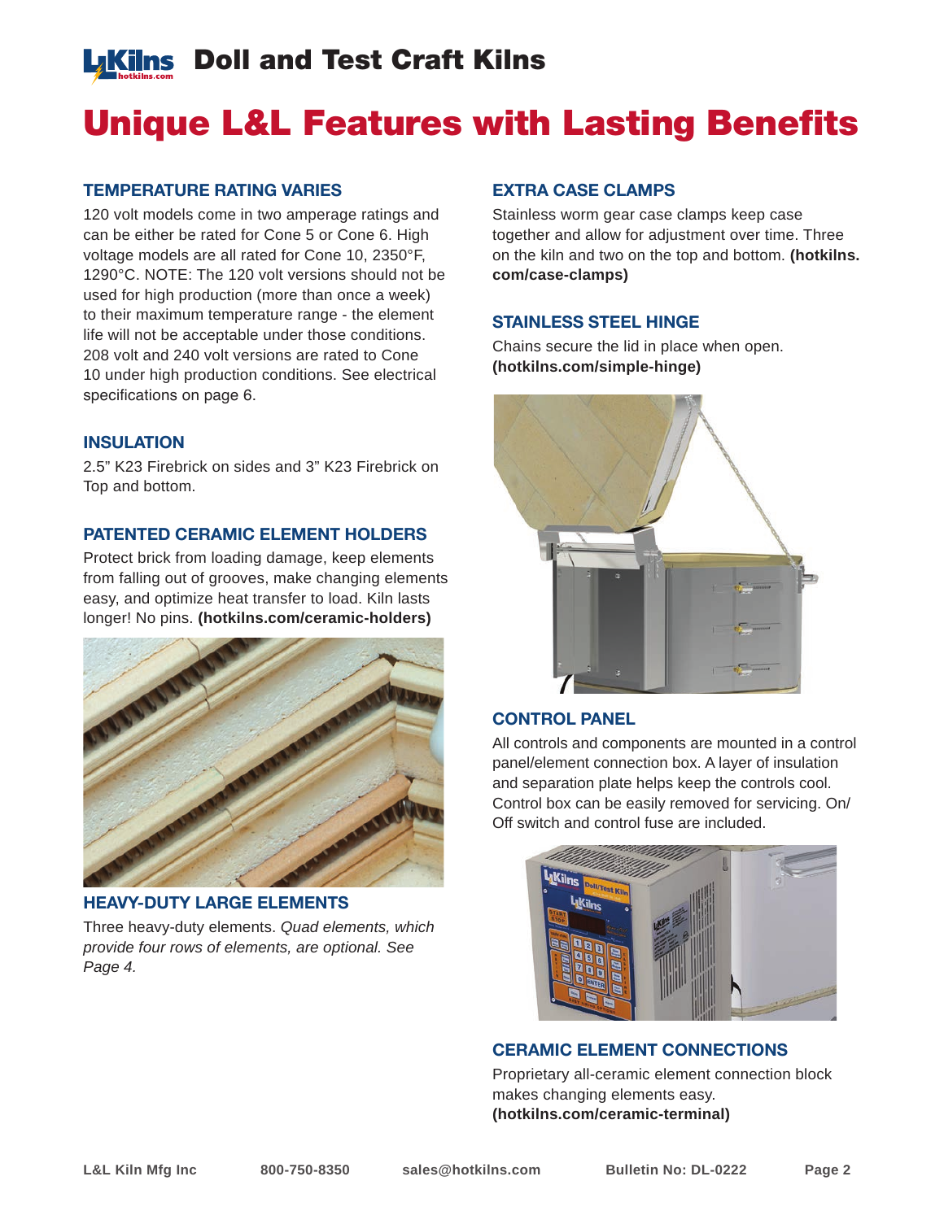# Doll and Test Craft Kilns

## Unique L&L Features with Lasting Benefits

### TEMPERATURE RATING VARIES

120 volt models come in two amperage ratings and can be either be rated for Cone 5 or Cone 6. High voltage models are all rated for Cone 10, 2350°F, 1290°C. NOTE: The 120 volt versions should not be used for high production (more than once a week) to their maximum temperature range - the element life will not be acceptable under those conditions. 208 volt and 240 volt versions are rated to Cone 10 under high production conditions. See electrical specifications on page 6.

### INSULATION

2.5" K23 Firebrick on sides and 3" K23 Firebrick on Top and bottom.

### PATENTED CERAMIC ELEMENT HOLDERS

Protect brick from loading damage, keep elements from falling out of grooves, make changing elements easy, and optimize heat transfer to load. Kiln lasts longer! No pins. **(hotkilns.com/ceramic-holders)**

### HEAVY-DUTY LARGE ELEMENTS

Three heavy-duty elements. *Quad elements, which provide four rows of elements, are optional. See Page 4.*

### EXTRA CASE CLAMPS

Stainless worm gear case clamps keep case together and allow for adjustment over time. Three on the kiln and two on the top and bottom. **(hotkilns.com/case-clamps)**

### STAINLESS STEEL HINGE

Chains secure the lid in place when open. **(hotkilns.com/simple-hinge)**

### CONTROL PANEL

All controls and components are mounted in a control panel/element connection box. A layer of insulation and separation plate helps keep the controls cool. Control box can be easily removed for servicing. On/Off switch and control fuse are included.

### CERAMIC ELEMENT CONNECTIONS

Proprietary all-ceramic element connection block makes changing elements easy. **(hotkilns.com/ceramic-terminal)**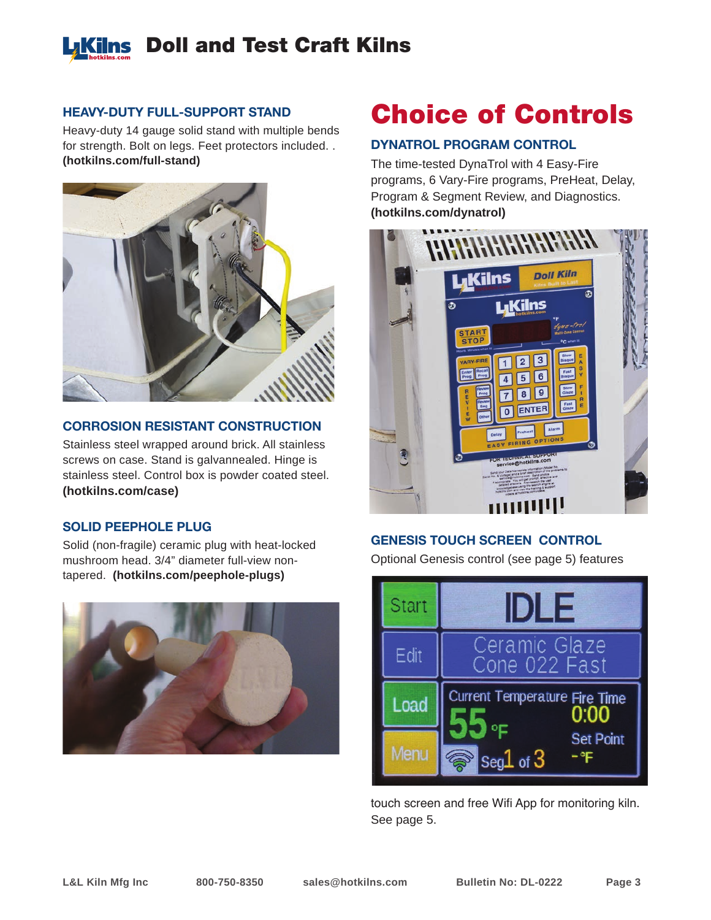# Doll and Test Craft Kilns

### HEAVY-DUTY FULL-SUPPORT STAND

Heavy-duty 14 gauge solid stand with multiple bends for strength. Bolt on legs. Feet protectors included. . **(hotkilns.com/full-stand)**

### CORROSION RESISTANT CONSTRUCTION

Stainless steel wrapped around brick. All stainless screws on case. Stand is galvannealed. Hinge is stainless steel. Control box is powder coated steel. **(hotkilns.com/case)**

### SOLID PEEPHOLE PLUG

Solid (non-fragile) ceramic plug with heat-locked mushroom head. 3/4" diameter full-view non-tapered. **(hotkilns.com/peephole-plugs)**

## Choice of Controls

### DYNATROL PROGRAM CONTROL

The time-tested DynaTrol with 4 Easy-Fire programs, 6 Vary-Fire programs, PreHeat, Delay, Program & Segment Review, and Diagnostics. **(hotkilns.com/dynatrol)**

### GENESIS TOUCH SCREEN CONTROL

Optional Genesis control (see page 5) features touch screen and free Wifi App for monitoring kiln. See page 5.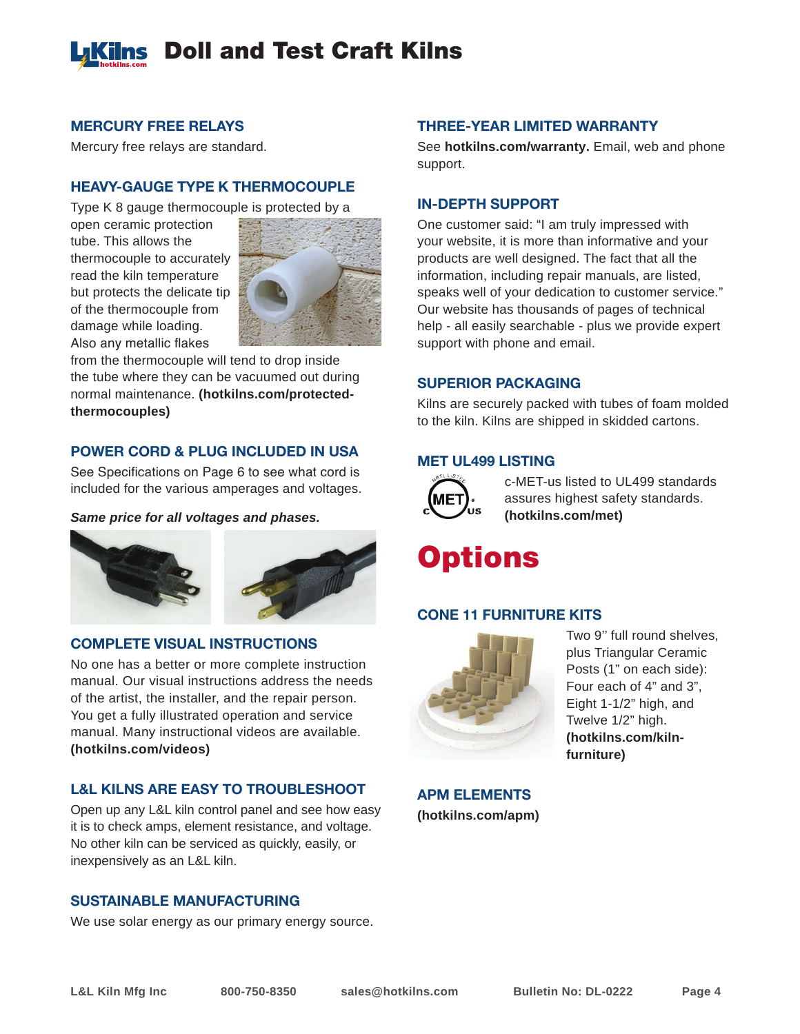# Doll and Test Craft Kilns

### MERCURY FREE RELAYS

Mercury free relays are standard.

### HEAVY-GAUGE TYPE K THERMOCOUPLE

Type K 8 gauge thermocouple is protected by a open ceramic protection tube. This allows the thermocouple to accurately read the kiln temperature but protects the delicate tip of the thermocouple from damage while loading. Also any metallic flakes from the thermocouple will tend to drop inside the tube where they can be vacuumed out during normal maintenance. **(hotkilns.com/protected-thermocouples)**

### POWER CORD & PLUG INCLUDED IN USA

See Specifications on Page 6 to see what cord is included for the various amperages and voltages.

***Same price for all voltages and phases.***

### COMPLETE VISUAL INSTRUCTIONS

No one has a better or more complete instruction manual. Our visual instructions address the needs of the artist, the installer, and the repair person. You get a fully illustrated operation and service manual. Many instructional videos are available. **(hotkilns.com/videos)**

### L&L KILNS ARE EASY TO TROUBLESHOOT

Open up any L&L kiln control panel and see how easy it is to check amps, element resistance, and voltage. No other kiln can be serviced as quickly, easily, or inexpensively as an L&L kiln.

### SUSTAINABLE MANUFACTURING

We use solar energy as our primary energy source.

### THREE-YEAR LIMITED WARRANTY

See **hotkilns.com/warranty.** Email, web and phone support.

### IN-DEPTH SUPPORT

One customer said: "I am truly impressed with your website, it is more than informative and your products are well designed. The fact that all the information, including repair manuals, are listed, speaks well of your dedication to customer service." Our website has thousands of pages of technical help - all easily searchable - plus we provide expert support with phone and email.

### SUPERIOR PACKAGING

Kilns are securely packed with tubes of foam molded to the kiln. Kilns are shipped in skidded cartons.

### MET UL499 LISTING

c-MET-us listed to UL499 standards assures highest safety standards. **(hotkilns.com/met)**

## Options

### CONE 11 FURNITURE KITS

Two 9" full round shelves, plus Triangular Ceramic Posts (1" on each side): Four each of 4" and 3", Eight 1-1/2" high, and Twelve 1/2" high. **(hotkilns.com/kiln-furniture)**

### APM ELEMENTS

**(hotkilns.com/apm)**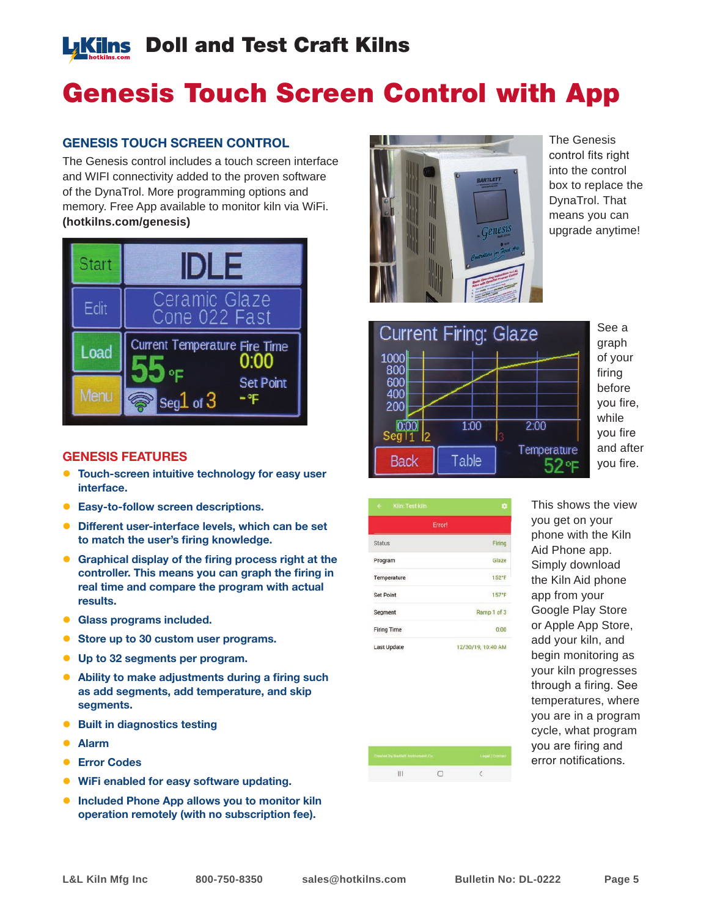# Doll and Test Craft Kilns

# Genesis Touch Screen Control with App

## GENESIS TOUCH SCREEN CONTROL

The Genesis control includes a touch screen interface and WIFI connectivity added to the proven software of the DynaTrol. More programming options and memory. Free App available to monitor kiln via WiFi. **(hotkilns.com/genesis)**

The Genesis control fits right into the control box to replace the DynaTrol. That means you can upgrade anytime!

See a graph of your firing before you fire, while you fire and after you fire.

This shows the view you get on your phone with the Kiln Aid Phone app. Simply download the Kiln Aid phone app from your Google Play Store or Apple App Store, add your kiln, and begin monitoring as your kiln progresses through a firing. See temperatures, where you are in a program cycle, what program you are firing and error notifications.

## GENESIS FEATURES

- **Touch-screen intuitive technology for easy user interface.**
- **Easy-to-follow screen descriptions.**
- **Different user-interface levels, which can be set to match the user's firing knowledge.**
- **Graphical display of the firing process right at the controller. This means you can graph the firing in real time and compare the program with actual results.**
- **Glass programs included.**
- **Store up to 30 custom user programs.**
- **Up to 32 segments per program.**
- **Ability to make adjustments during a firing such as add segments, add temperature, and skip segments.**
- **Built in diagnostics testing**
- **Alarm**
- **Error Codes**
- **WiFi enabled for easy software updating.**
- **Included Phone App allows you to monitor kiln operation remotely (with no subscription fee).**

L&L Kiln Mfg Inc | 800-750-8350 | sales@hotkilns.com | Bulletin No: DL-0222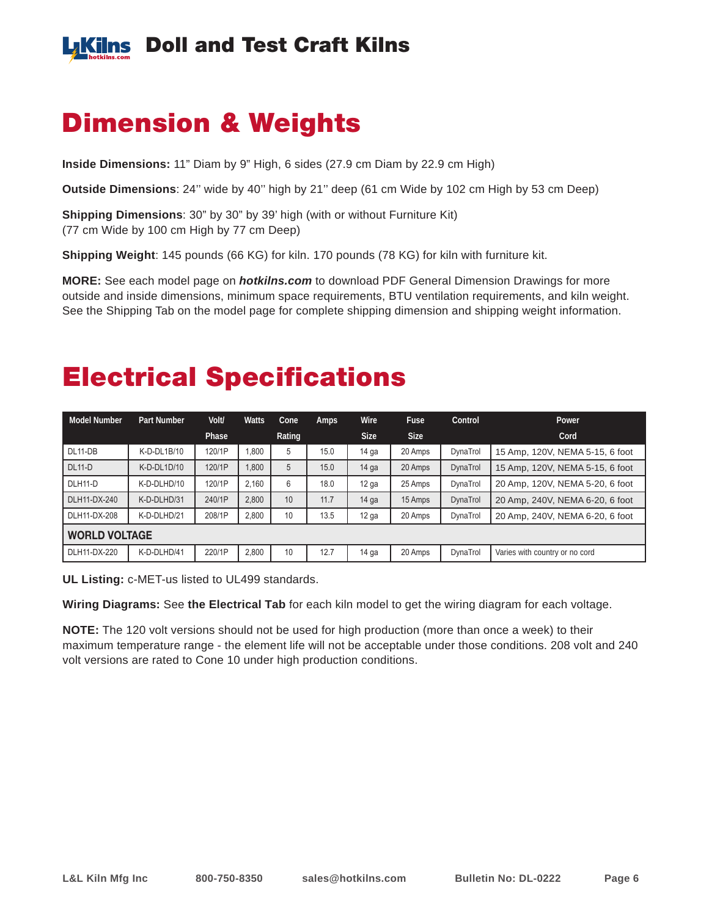# Doll and Test Craft Kilns

## Dimension & Weights

**Inside Dimensions:** 11” Diam by 9” High, 6 sides (27.9 cm Diam by 22.9 cm High)

**Outside Dimensions**: 24’’ wide by 40’’ high by 21’’ deep (61 cm Wide by 102 cm High by 53 cm Deep)

**Shipping Dimensions**: 30” by 30” by 39’ high (with or without Furniture Kit)
(77 cm Wide by 100 cm High by 77 cm Deep)

**Shipping Weight**: 145 pounds (66 KG) for kiln. 170 pounds (78 KG) for kiln with furniture kit.

**MORE:** See each model page on ***hotkilns.com*** to download PDF General Dimension Drawings for more outside and inside dimensions, minimum space requirements, BTU ventilation requirements, and kiln weight. See the Shipping Tab on the model page for complete shipping dimension and shipping weight information.

## Electrical Specifications

| Model Number | Part Number | Volt/ Phase | Watts | Cone Rating | Amps | Wire Size | Fuse Size | Control | Power Cord |
|---|---|---|---|---|---|---|---|---|---|
| DL11-DB | K-D-DL1B/10 | 120/1P | 1,800 | 5 | 15.0 | 14 ga | 20 Amps | DynaTrol | 15 Amp, 120V, NEMA 5-15, 6 foot |
| DL11-D | K-D-DL1D/10 | 120/1P | 1,800 | 5 | 15.0 | 14 ga | 20 Amps | DynaTrol | 15 Amp, 120V, NEMA 5-15, 6 foot |
| DLH11-D | K-D-DLHD/10 | 120/1P | 2,160 | 6 | 18.0 | 12 ga | 25 Amps | DynaTrol | 20 Amp, 120V, NEMA 5-20, 6 foot |
| DLH11-DX-240 | K-D-DLHD/31 | 240/1P | 2,800 | 10 | 11.7 | 14 ga | 15 Amps | DynaTrol | 20 Amp, 240V, NEMA 6-20, 6 foot |
| DLH11-DX-208 | K-D-DLHD/21 | 208/1P | 2,800 | 10 | 13.5 | 12 ga | 20 Amps | DynaTrol | 20 Amp, 240V, NEMA 6-20, 6 foot |
| **WORLD VOLTAGE** | | | | | | | | | |
| DLH11-DX-220 | K-D-DLHD/41 | 220/1P | 2,800 | 10 | 12.7 | 14 ga | 20 Amps | DynaTrol | Varies with country or no cord |

**UL Listing:** c-MET-us listed to UL499 standards.

**Wiring Diagrams:** See **the Electrical Tab** for each kiln model to get the wiring diagram for each voltage.

**NOTE:** The 120 volt versions should not be used for high production (more than once a week) to their maximum temperature range - the element life will not be acceptable under those conditions. 208 volt and 240 volt versions are rated to Cone 10 under high production conditions.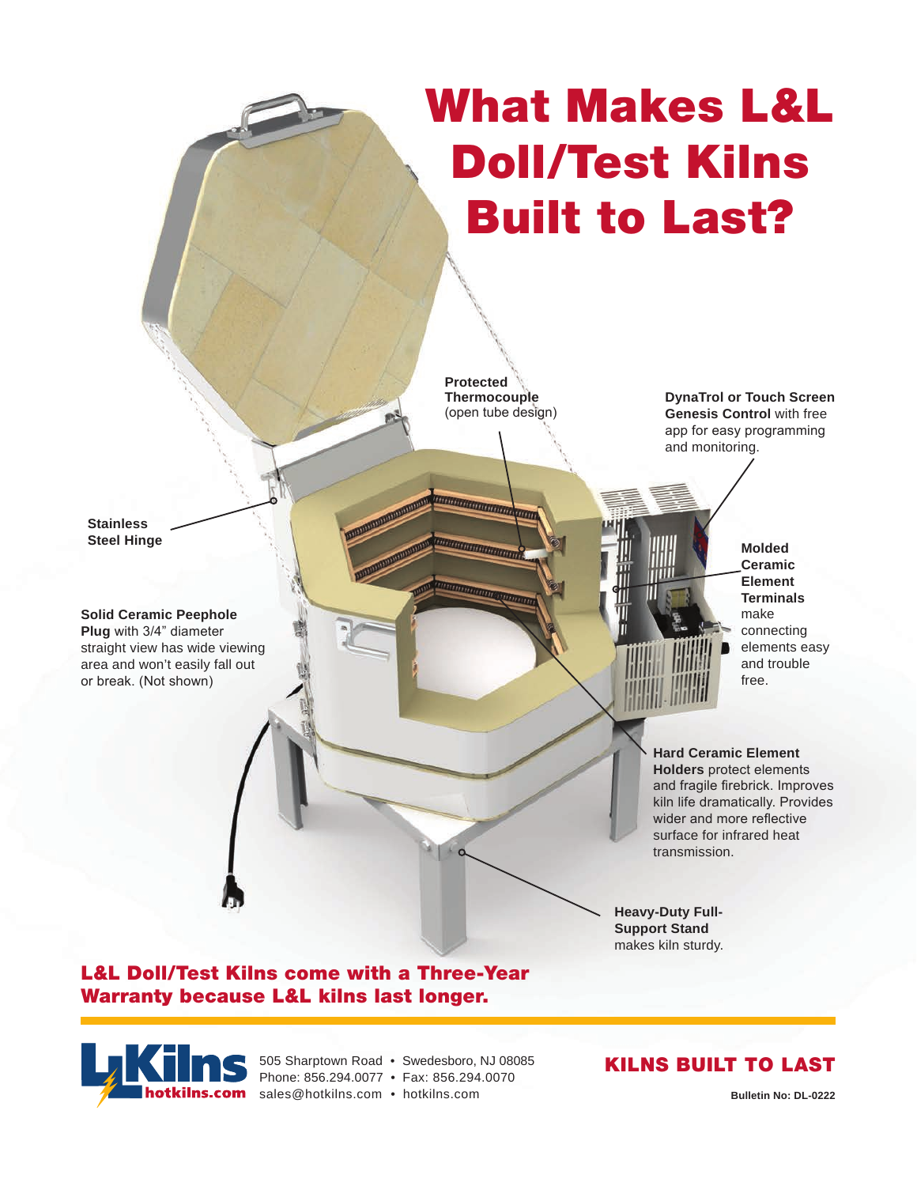# What Makes L&L Doll/Test Kilns Built to Last?

**Protected Thermocouple** (open tube design)

**DynaTrol or Touch Screen Genesis Control** with free app for easy programming and monitoring.

**Stainless Steel Hinge**

**Molded Ceramic Element Terminals** make connecting elements easy and trouble free.

**Solid Ceramic Peephole Plug** with 3/4" diameter straight view has wide viewing area and won't easily fall out or break. (Not shown)

**Hard Ceramic Element Holders** protect elements and fragile firebrick. Improves kiln life dramatically. Provides wider and more reflective surface for infrared heat transmission.

**Heavy-Duty Full-Support Stand** makes kiln sturdy.

**L&L Doll/Test Kilns come with a Three-Year Warranty because L&L kilns last longer.**

L&L Kilns hotkilns.com

505 Sharptown Road • Swedesboro, NJ 08085
Phone: 856.294.0077 • Fax: 856.294.0070
sales@hotkilns.com • hotkilns.com

**KILNS BUILT TO LAST**

**Bulletin No: DL-0222**